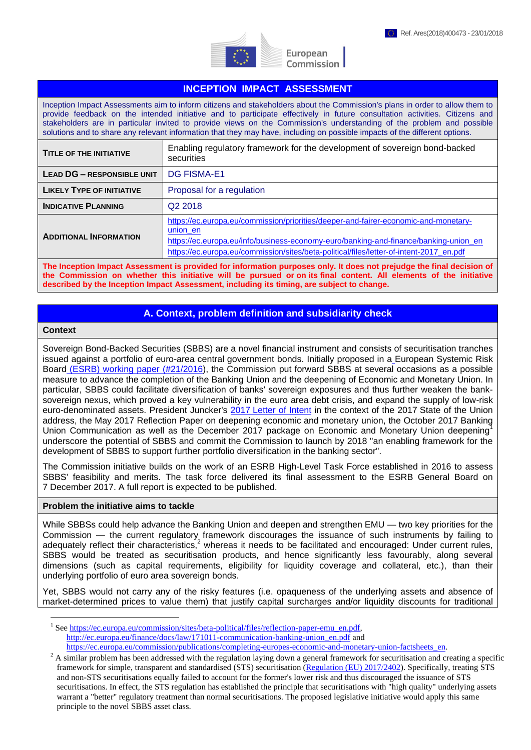Ref. Ares(2018)400473 - 23/01/2018

European Commission

# INCEPTION IMPACT ASSESSMENT

Inception Impact Assessments aim to inform citizens and stakeholders about the Commission's plans in order to allow them to provide feedback on the intended initiative and to participate effectively in future consultation activities. Citizens and stakeholders are in particular invited to provide views on the Commission's understanding of the problem and possible solutions and to share any relevant information that they may have, including on possible impacts of the different options.

| | |
|---|---|
| **TITLE OF THE INITIATIVE** | Enabling regulatory framework for the development of sovereign bond-backed securities |
| **LEAD DG – RESPONSIBLE UNIT** | DG FISMA-E1 |
| **LIKELY TYPE OF INITIATIVE** | Proposal for a regulation |
| **INDICATIVE PLANNING** | Q2 2018 |
| **ADDITIONAL INFORMATION** | https://ec.europa.eu/commission/priorities/deeper-and-fairer-economic-and-monetary-union_en<br>https://ec.europa.eu/info/business-economy-euro/banking-and-finance/banking-union_en<br>https://ec.europa.eu/commission/sites/beta-political/files/letter-of-intent-2017_en.pdf |

**The Inception Impact Assessment is provided for information purposes only. It does not prejudge the final decision of the Commission on whether this initiative will be pursued or on its final content. All elements of the initiative described by the Inception Impact Assessment, including its timing, are subject to change.**

## A. Context, problem definition and subsidiarity check

### Context

Sovereign Bond-Backed Securities (SBBS) are a novel financial instrument and consists of securitisation tranches issued against a portfolio of euro-area central government bonds. Initially proposed in a European Systemic Risk Board (ESRB) working paper (#21/2016), the Commission put forward SBBS at several occasions as a possible measure to advance the completion of the Banking Union and the deepening of Economic and Monetary Union. In particular, SBBS could facilitate diversification of banks' sovereign exposures and thus further weaken the bank-sovereign nexus, which proved a key vulnerability in the euro area debt crisis, and expand the supply of low-risk euro-denominated assets. President Juncker's 2017 Letter of Intent in the context of the 2017 State of the Union address, the May 2017 Reflection Paper on deepening economic and monetary union, the October 2017 Banking Union Communication as well as the December 2017 package on Economic and Monetary Union deepening[1] underscore the potential of SBBS and commit the Commission to launch by 2018 "an enabling framework for the development of SBBS to support further portfolio diversification in the banking sector".

The Commission initiative builds on the work of an ESRB High-Level Task Force established in 2016 to assess SBBS' feasibility and merits. The task force delivered its final assessment to the ESRB General Board on 7 December 2017. A full report is expected to be published.

### Problem the initiative aims to tackle

While SBBSs could help advance the Banking Union and deepen and strengthen EMU — two key priorities for the Commission — the current regulatory framework discourages the issuance of such instruments by failing to adequately reflect their characteristics,[2] whereas it needs to be facilitated and encouraged: Under current rules, SBBS would be treated as securitisation products, and hence significantly less favourably, along several dimensions (such as capital requirements, eligibility for liquidity coverage and collateral, etc.), than their underlying portfolio of euro area sovereign bonds.

Yet, SBBS would not carry any of the risky features (i.e. opaqueness of the underlying assets and absence of market-determined prices to value them) that justify capital surcharges and/or liquidity discounts for traditional

---

[1] See https://ec.europa.eu/commission/sites/beta-political/files/reflection-paper-emu_en.pdf, http://ec.europa.eu/finance/docs/law/171011-communication-banking-union_en.pdf and https://ec.europa.eu/commission/publications/completing-europes-economic-and-monetary-union-factsheets_en.

[2] A similar problem has been addressed with the regulation laying down a general framework for securitisation and creating a specific framework for simple, transparent and standardised (STS) securitisation (Regulation (EU) 2017/2402). Specifically, treating STS and non-STS securitisations equally failed to account for the former's lower risk and thus discouraged the issuance of STS securitisations. In effect, the STS regulation has established the principle that securitisations with "high quality" underlying assets warrant a "better" regulatory treatment than normal securitisations. The proposed legislative initiative would apply this same principle to the novel SBBS asset class.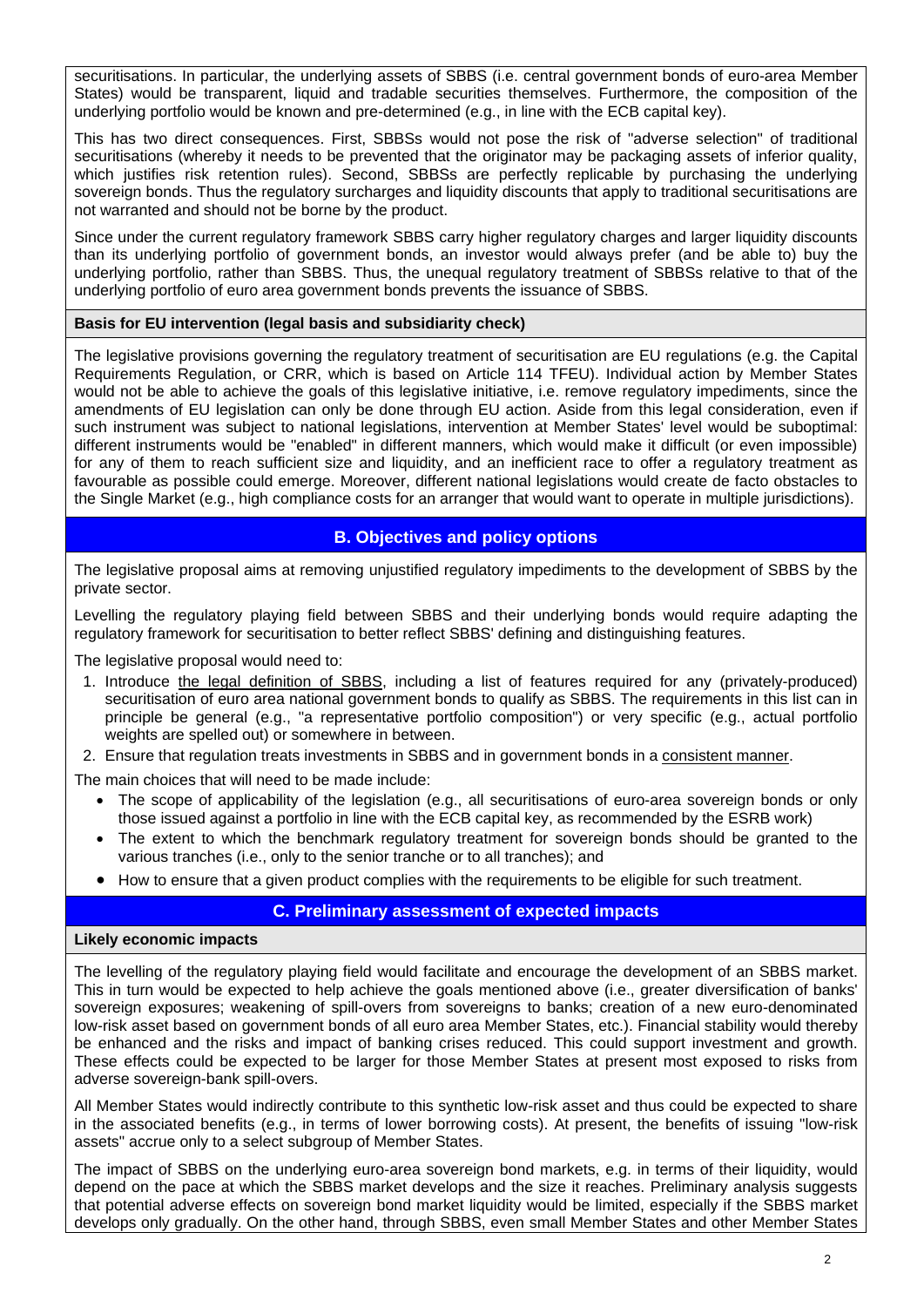securitisations. In particular, the underlying assets of SBBS (i.e. central government bonds of euro-area Member States) would be transparent, liquid and tradable securities themselves. Furthermore, the composition of the underlying portfolio would be known and pre-determined (e.g., in line with the ECB capital key).

This has two direct consequences. First, SBBSs would not pose the risk of "adverse selection" of traditional securitisations (whereby it needs to be prevented that the originator may be packaging assets of inferior quality, which justifies risk retention rules). Second, SBBSs are perfectly replicable by purchasing the underlying sovereign bonds. Thus the regulatory surcharges and liquidity discounts that apply to traditional securitisations are not warranted and should not be borne by the product.

Since under the current regulatory framework SBBS carry higher regulatory charges and larger liquidity discounts than its underlying portfolio of government bonds, an investor would always prefer (and be able to) buy the underlying portfolio, rather than SBBS. Thus, the unequal regulatory treatment of SBBSs relative to that of the underlying portfolio of euro area government bonds prevents the issuance of SBBS.

**Basis for EU intervention (legal basis and subsidiarity check)**

The legislative provisions governing the regulatory treatment of securitisation are EU regulations (e.g. the Capital Requirements Regulation, or CRR, which is based on Article 114 TFEU). Individual action by Member States would not be able to achieve the goals of this legislative initiative, i.e. remove regulatory impediments, since the amendments of EU legislation can only be done through EU action. Aside from this legal consideration, even if such instrument was subject to national legislations, intervention at Member States' level would be suboptimal: different instruments would be "enabled" in different manners, which would make it difficult (or even impossible) for any of them to reach sufficient size and liquidity, and an inefficient race to offer a regulatory treatment as favourable as possible could emerge. Moreover, different national legislations would create de facto obstacles to the Single Market (e.g., high compliance costs for an arranger that would want to operate in multiple jurisdictions).

## B. Objectives and policy options

The legislative proposal aims at removing unjustified regulatory impediments to the development of SBBS by the private sector.

Levelling the regulatory playing field between SBBS and their underlying bonds would require adapting the regulatory framework for securitisation to better reflect SBBS' defining and distinguishing features.

The legislative proposal would need to:

1. Introduce the legal definition of SBBS, including a list of features required for any (privately-produced) securitisation of euro area national government bonds to qualify as SBBS. The requirements in this list can in principle be general (e.g., "a representative portfolio composition") or very specific (e.g., actual portfolio weights are spelled out) or somewhere in between.
2. Ensure that regulation treats investments in SBBS and in government bonds in a consistent manner.

The main choices that will need to be made include:

- The scope of applicability of the legislation (e.g., all securitisations of euro-area sovereign bonds or only those issued against a portfolio in line with the ECB capital key, as recommended by the ESRB work)
- The extent to which the benchmark regulatory treatment for sovereign bonds should be granted to the various tranches (i.e., only to the senior tranche or to all tranches); and
- How to ensure that a given product complies with the requirements to be eligible for such treatment.

## C. Preliminary assessment of expected impacts

**Likely economic impacts**

The levelling of the regulatory playing field would facilitate and encourage the development of an SBBS market. This in turn would be expected to help achieve the goals mentioned above (i.e., greater diversification of banks' sovereign exposures; weakening of spill-overs from sovereigns to banks; creation of a new euro-denominated low-risk asset based on government bonds of all euro area Member States, etc.). Financial stability would thereby be enhanced and the risks and impact of banking crises reduced. This could support investment and growth. These effects could be expected to be larger for those Member States at present most exposed to risks from adverse sovereign-bank spill-overs.

All Member States would indirectly contribute to this synthetic low-risk asset and thus could be expected to share in the associated benefits (e.g., in terms of lower borrowing costs). At present, the benefits of issuing "low-risk assets" accrue only to a select subgroup of Member States.

The impact of SBBS on the underlying euro-area sovereign bond markets, e.g. in terms of their liquidity, would depend on the pace at which the SBBS market develops and the size it reaches. Preliminary analysis suggests that potential adverse effects on sovereign bond market liquidity would be limited, especially if the SBBS market develops only gradually. On the other hand, through SBBS, even small Member States and other Member States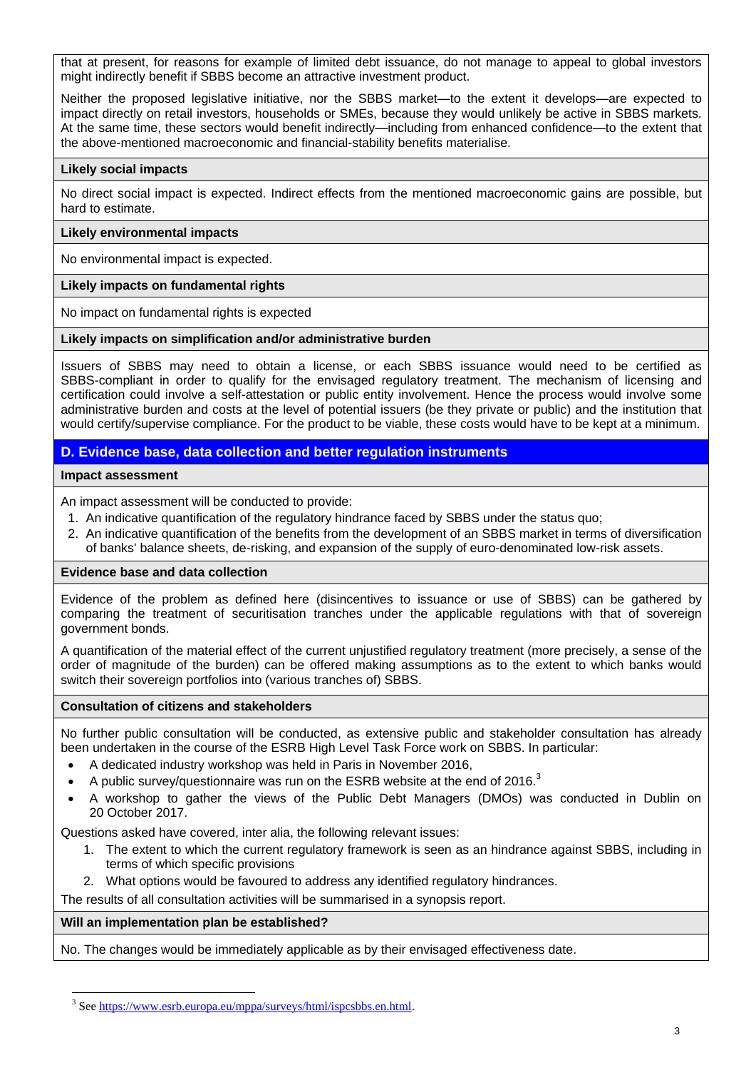that at present, for reasons for example of limited debt issuance, do not manage to appeal to global investors might indirectly benefit if SBBS become an attractive investment product.

Neither the proposed legislative initiative, nor the SBBS market—to the extent it develops—are expected to impact directly on retail investors, households or SMEs, because they would unlikely be active in SBBS markets. At the same time, these sectors would benefit indirectly—including from enhanced confidence—to the extent that the above-mentioned macroeconomic and financial-stability benefits materialise.

**Likely social impacts**

No direct social impact is expected. Indirect effects from the mentioned macroeconomic gains are possible, but hard to estimate.

**Likely environmental impacts**

No environmental impact is expected.

**Likely impacts on fundamental rights**

No impact on fundamental rights is expected

**Likely impacts on simplification and/or administrative burden**

Issuers of SBBS may need to obtain a license, or each SBBS issuance would need to be certified as SBBS-compliant in order to qualify for the envisaged regulatory treatment. The mechanism of licensing and certification could involve a self-attestation or public entity involvement. Hence the process would involve some administrative burden and costs at the level of potential issuers (be they private or public) and the institution that would certify/supervise compliance. For the product to be viable, these costs would have to be kept at a minimum.

## D. Evidence base, data collection and better regulation instruments

**Impact assessment**

An impact assessment will be conducted to provide:

1. An indicative quantification of the regulatory hindrance faced by SBBS under the status quo;
2. An indicative quantification of the benefits from the development of an SBBS market in terms of diversification of banks' balance sheets, de-risking, and expansion of the supply of euro-denominated low-risk assets.

**Evidence base and data collection**

Evidence of the problem as defined here (disincentives to issuance or use of SBBS) can be gathered by comparing the treatment of securitisation tranches under the applicable regulations with that of sovereign government bonds.

A quantification of the material effect of the current unjustified regulatory treatment (more precisely, a sense of the order of magnitude of the burden) can be offered making assumptions as to the extent to which banks would switch their sovereign portfolios into (various tranches of) SBBS.

**Consultation of citizens and stakeholders**

No further public consultation will be conducted, as extensive public and stakeholder consultation has already been undertaken in the course of the ESRB High Level Task Force work on SBBS. In particular:

- A dedicated industry workshop was held in Paris in November 2016,
- A public survey/questionnaire was run on the ESRB website at the end of 2016.[3]
- A workshop to gather the views of the Public Debt Managers (DMOs) was conducted in Dublin on 20 October 2017.

Questions asked have covered, inter alia, the following relevant issues:

1. The extent to which the current regulatory framework is seen as an hindrance against SBBS, including in terms of which specific provisions
2. What options would be favoured to address any identified regulatory hindrances.

The results of all consultation activities will be summarised in a synopsis report.

**Will an implementation plan be established?**

No. The changes would be immediately applicable as by their envisaged effectiveness date.

[3] See https://www.esrb.europa.eu/mppa/surveys/html/ispcsbbs.en.html.